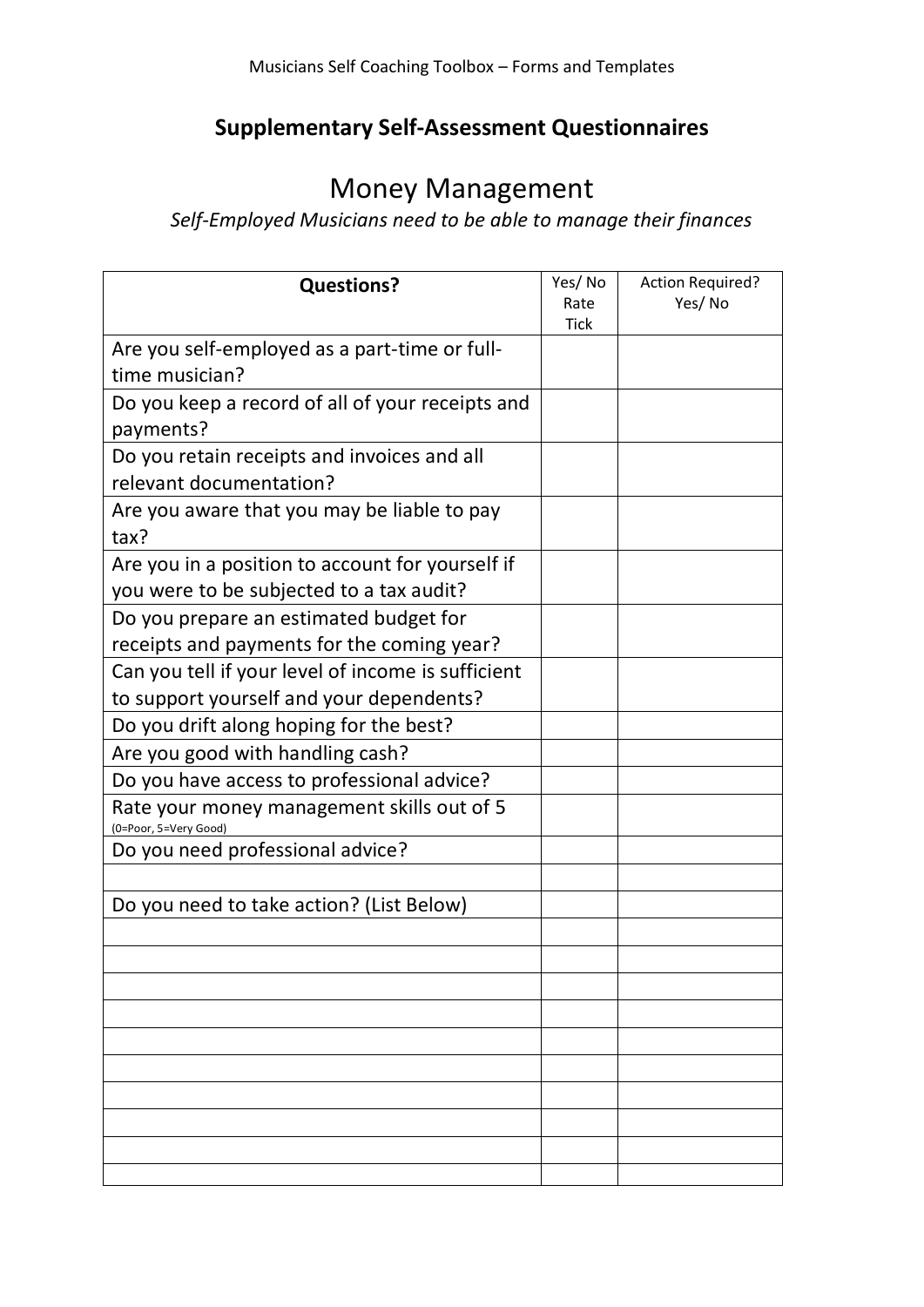## Supplementary Self-Assessment Questionnaires

# Money Management

*Self-Employed Musicians need to be able to manage their finances*

| Questions? | Yes/ No Rate Tick | Action Required? Yes/ No |
|---|---|---|
| Are you self-employed as a part-time or full-time musician? | | |
| Do you keep a record of all of your receipts and payments? | | |
| Do you retain receipts and invoices and all relevant documentation? | | |
| Are you aware that you may be liable to pay tax? | | |
| Are you in a position to account for yourself if you were to be subjected to a tax audit? | | |
| Do you prepare an estimated budget for receipts and payments for the coming year? | | |
| Can you tell if your level of income is sufficient to support yourself and your dependents? | | |
| Do you drift along hoping for the best? | | |
| Are you good with handling cash? | | |
| Do you have access to professional advice? | | |
| Rate your money management skills out of 5 (0=Poor, 5=Very Good) | | |
| Do you need professional advice? | | |
| | | |
| Do you need to take action? (List Below) | | |
| | | |
| | | |
| | | |
| | | |
| | | |
| | | |
| | | |
| | | |
| | | |
| | | |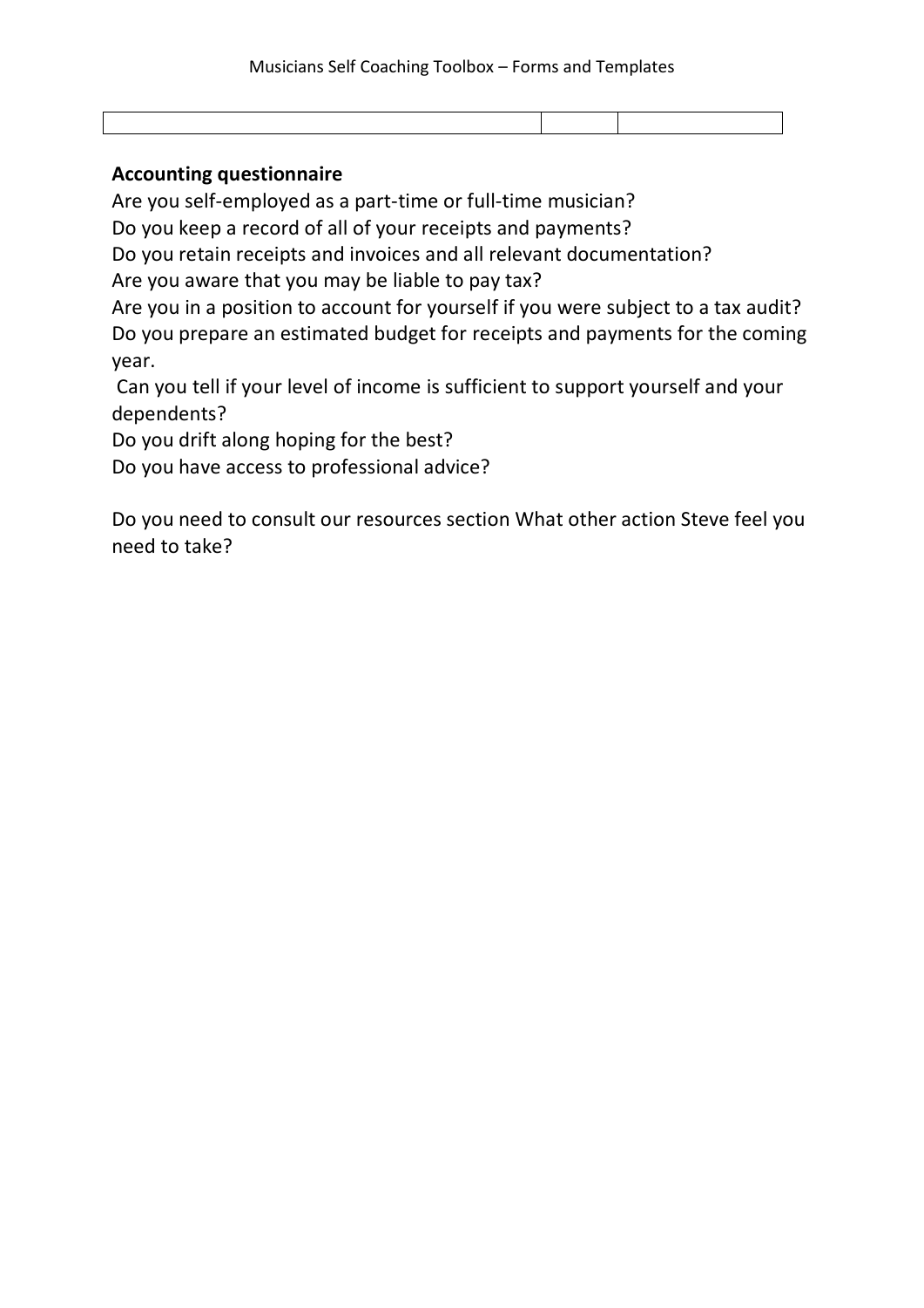| | | |
|---|---|---|
| | | |

**Accounting questionnaire**

Are you self-employed as a part-time or full-time musician?

Do you keep a record of all of your receipts and payments?

Do you retain receipts and invoices and all relevant documentation?

Are you aware that you may be liable to pay tax?

Are you in a position to account for yourself if you were subject to a tax audit?

Do you prepare an estimated budget for receipts and payments for the coming year.

Can you tell if your level of income is sufficient to support yourself and your dependents?

Do you drift along hoping for the best?

Do you have access to professional advice?

Do you need to consult our resources section What other action Steve feel you need to take?